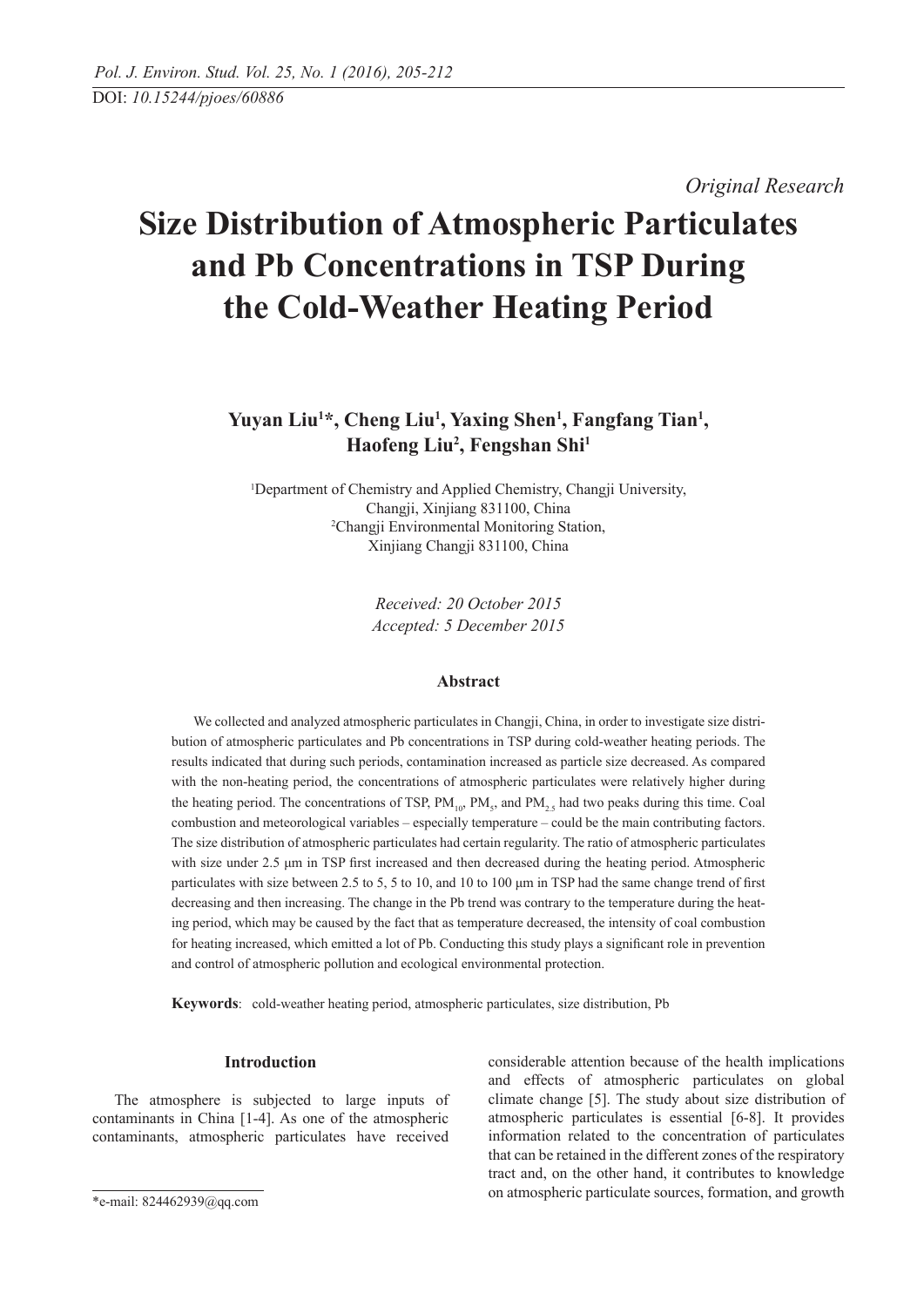DOI: *10.15244/pjoes/60886*

*Original Research*

# Size Distribution of Atmospheric Particulates and Pb Concentrations in TSP During the Cold-Weather Heating Period

**Yuyan Liu[1]*, Cheng Liu[1], Yaxing Shen[1], Fangfang Tian[1], Haofeng Liu[2], Fengshan Shi[1]**

[1]Department of Chemistry and Applied Chemistry, Changji University, Changji, Xinjiang 831100, China
[2]Changji Environmental Monitoring Station, Xinjiang Changji 831100, China

*Received: 20 October 2015*
*Accepted: 5 December 2015*

## Abstract

We collected and analyzed atmospheric particulates in Changji, China, in order to investigate size distribution of atmospheric particulates and Pb concentrations in TSP during cold-weather heating periods. The results indicated that during such periods, contamination increased as particle size decreased. As compared with the non-heating period, the concentrations of atmospheric particulates were relatively higher during the heating period. The concentrations of TSP, $PM_{10}$, $PM_{5}$, and $PM_{2.5}$ had two peaks during this time. Coal combustion and meteorological variables – especially temperature – could be the main contributing factors. The size distribution of atmospheric particulates had certain regularity. The ratio of atmospheric particulates with size under 2.5 μm in TSP first increased and then decreased during the heating period. Atmospheric particulates with size between 2.5 to 5, 5 to 10, and 10 to 100 μm in TSP had the same change trend of first decreasing and then increasing. The change in the Pb trend was contrary to the temperature during the heating period, which may be caused by the fact that as temperature decreased, the intensity of coal combustion for heating increased, which emitted a lot of Pb. Conducting this study plays a significant role in prevention and control of atmospheric pollution and ecological environmental protection.

**Keywords**: cold-weather heating period, atmospheric particulates, size distribution, Pb

## Introduction

The atmosphere is subjected to large inputs of contaminants in China [1-4]. As one of the atmospheric contaminants, atmospheric particulates have received considerable attention because of the health implications and effects of atmospheric particulates on global climate change [5]. The study about size distribution of atmospheric particulates is essential [6-8]. It provides information related to the concentration of particulates that can be retained in the different zones of the respiratory tract and, on the other hand, it contributes to knowledge on atmospheric particulate sources, formation, and growth

*e-mail: 824462939@qq.com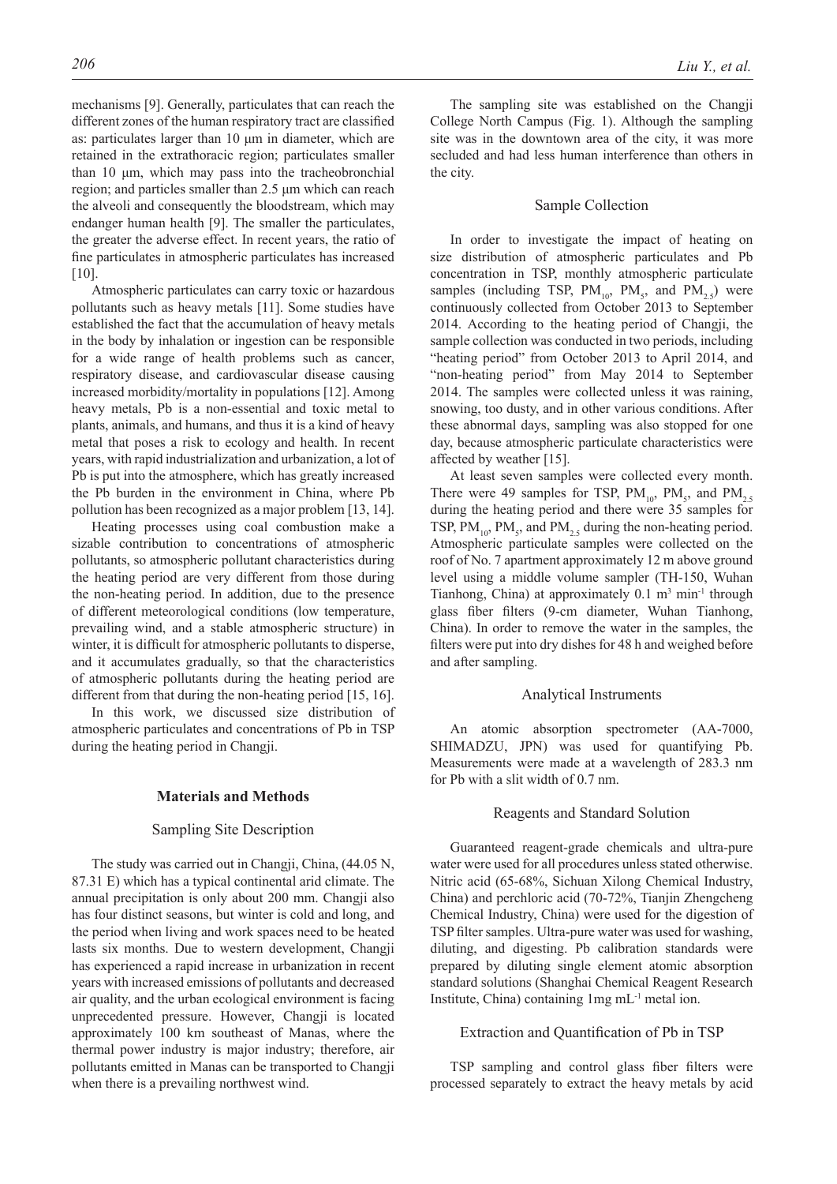mechanisms [9]. Generally, particulates that can reach the different zones of the human respiratory tract are classified as: particulates larger than 10 µm in diameter, which are retained in the extrathoracic region; particulates smaller than 10 µm, which may pass into the tracheobronchial region; and particles smaller than 2.5 µm which can reach the alveoli and consequently the bloodstream, which may endanger human health [9]. The smaller the particulates, the greater the adverse effect. In recent years, the ratio of fine particulates in atmospheric particulates has increased [10].

Atmospheric particulates can carry toxic or hazardous pollutants such as heavy metals [11]. Some studies have established the fact that the accumulation of heavy metals in the body by inhalation or ingestion can be responsible for a wide range of health problems such as cancer, respiratory disease, and cardiovascular disease causing increased morbidity/mortality in populations [12]. Among heavy metals, Pb is a non-essential and toxic metal to plants, animals, and humans, and thus it is a kind of heavy metal that poses a risk to ecology and health. In recent years, with rapid industrialization and urbanization, a lot of Pb is put into the atmosphere, which has greatly increased the Pb burden in the environment in China, where Pb pollution has been recognized as a major problem [13, 14].

Heating processes using coal combustion make a sizable contribution to concentrations of atmospheric pollutants, so atmospheric pollutant characteristics during the heating period are very different from those during the non-heating period. In addition, due to the presence of different meteorological conditions (low temperature, prevailing wind, and a stable atmospheric structure) in winter, it is difficult for atmospheric pollutants to disperse, and it accumulates gradually, so that the characteristics of atmospheric pollutants during the heating period are different from that during the non-heating period [15, 16].

In this work, we discussed size distribution of atmospheric particulates and concentrations of Pb in TSP during the heating period in Changji.

## Materials and Methods

### Sampling Site Description

The study was carried out in Changji, China, (44.05 N, 87.31 E) which has a typical continental arid climate. The annual precipitation is only about 200 mm. Changji also has four distinct seasons, but winter is cold and long, and the period when living and work spaces need to be heated lasts six months. Due to western development, Changji has experienced a rapid increase in urbanization in recent years with increased emissions of pollutants and decreased air quality, and the urban ecological environment is facing unprecedented pressure. However, Changji is located approximately 100 km southeast of Manas, where the thermal power industry is major industry; therefore, air pollutants emitted in Manas can be transported to Changji when there is a prevailing northwest wind.

The sampling site was established on the Changji College North Campus (Fig. 1). Although the sampling site was in the downtown area of the city, it was more secluded and had less human interference than others in the city.

### Sample Collection

In order to investigate the impact of heating on size distribution of atmospheric particulates and Pb concentration in TSP, monthly atmospheric particulate samples (including TSP, $PM_{10}$, $PM_5$, and $PM_{2.5}$) were continuously collected from October 2013 to September 2014. According to the heating period of Changji, the sample collection was conducted in two periods, including "heating period" from October 2013 to April 2014, and "non-heating period" from May 2014 to September 2014. The samples were collected unless it was raining, snowing, too dusty, and in other various conditions. After these abnormal days, sampling was also stopped for one day, because atmospheric particulate characteristics were affected by weather [15].

At least seven samples were collected every month. There were 49 samples for TSP, $PM_{10}$, $PM_5$, and $PM_{2.5}$ during the heating period and there were 35 samples for TSP, $PM_{10}$, $PM_5$, and $PM_{2.5}$ during the non-heating period. Atmospheric particulate samples were collected on the roof of No. 7 apartment approximately 12 m above ground level using a middle volume sampler (TH-150, Wuhan Tianhong, China) at approximately 0.1 $m^3$ $min^{-1}$ through glass fiber filters (9-cm diameter, Wuhan Tianhong, China). In order to remove the water in the samples, the filters were put into dry dishes for 48 h and weighed before and after sampling.

### Analytical Instruments

An atomic absorption spectrometer (AA-7000, SHIMADZU, JPN) was used for quantifying Pb. Measurements were made at a wavelength of 283.3 nm for Pb with a slit width of 0.7 nm.

### Reagents and Standard Solution

Guaranteed reagent-grade chemicals and ultra-pure water were used for all procedures unless stated otherwise. Nitric acid (65-68%, Sichuan Xilong Chemical Industry, China) and perchloric acid (70-72%, Tianjin Zhengcheng Chemical Industry, China) were used for the digestion of TSP filter samples. Ultra-pure water was used for washing, diluting, and digesting. Pb calibration standards were prepared by diluting single element atomic absorption standard solutions (Shanghai Chemical Reagent Research Institute, China) containing 1mg $mL^{-1}$ metal ion.

### Extraction and Quantification of Pb in TSP

TSP sampling and control glass fiber filters were processed separately to extract the heavy metals by acid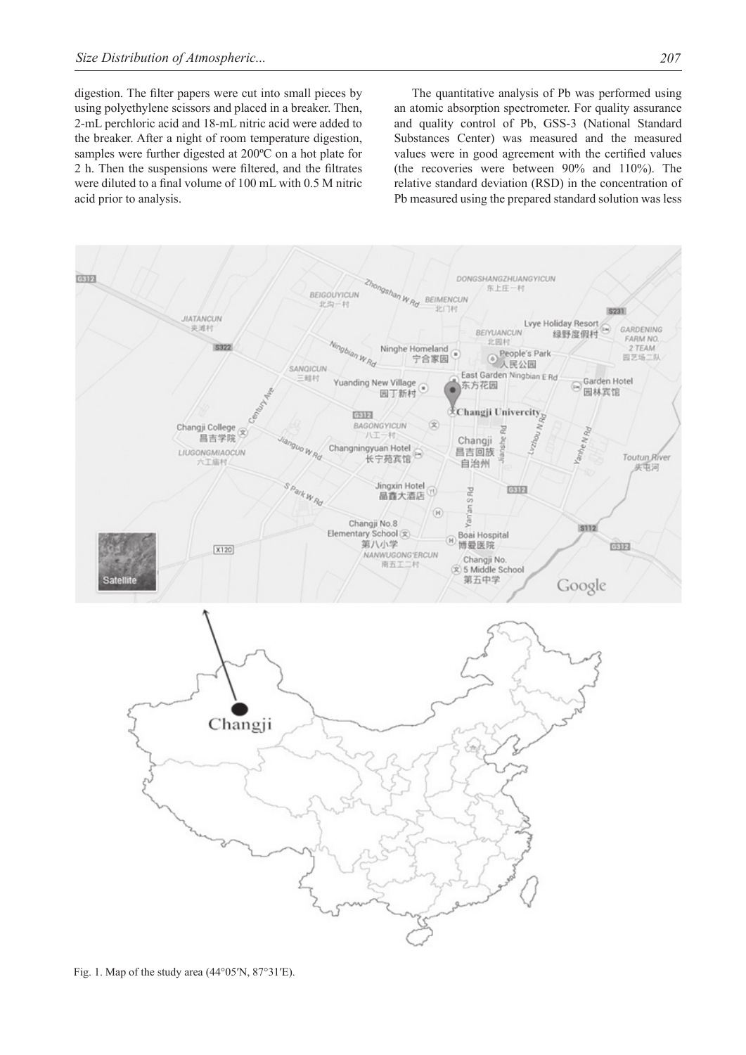digestion. The filter papers were cut into small pieces by using polyethylene scissors and placed in a breaker. Then, 2-mL perchloric acid and 18-mL nitric acid were added to the breaker. After a night of room temperature digestion, samples were further digested at 200ºC on a hot plate for 2 h. Then the suspensions were filtered, and the filtrates were diluted to a final volume of 100 mL with 0.5 M nitric acid prior to analysis.

The quantitative analysis of Pb was performed using an atomic absorption spectrometer. For quality assurance and quality control of Pb, GSS-3 (National Standard Substances Center) was measured and the measured values were in good agreement with the certified values (the recoveries were between 90% and 110%). The relative standard deviation (RSD) in the concentration of Pb measured using the prepared standard solution was less

Fig. 1. Map of the study area (44°05′N, 87°31′E).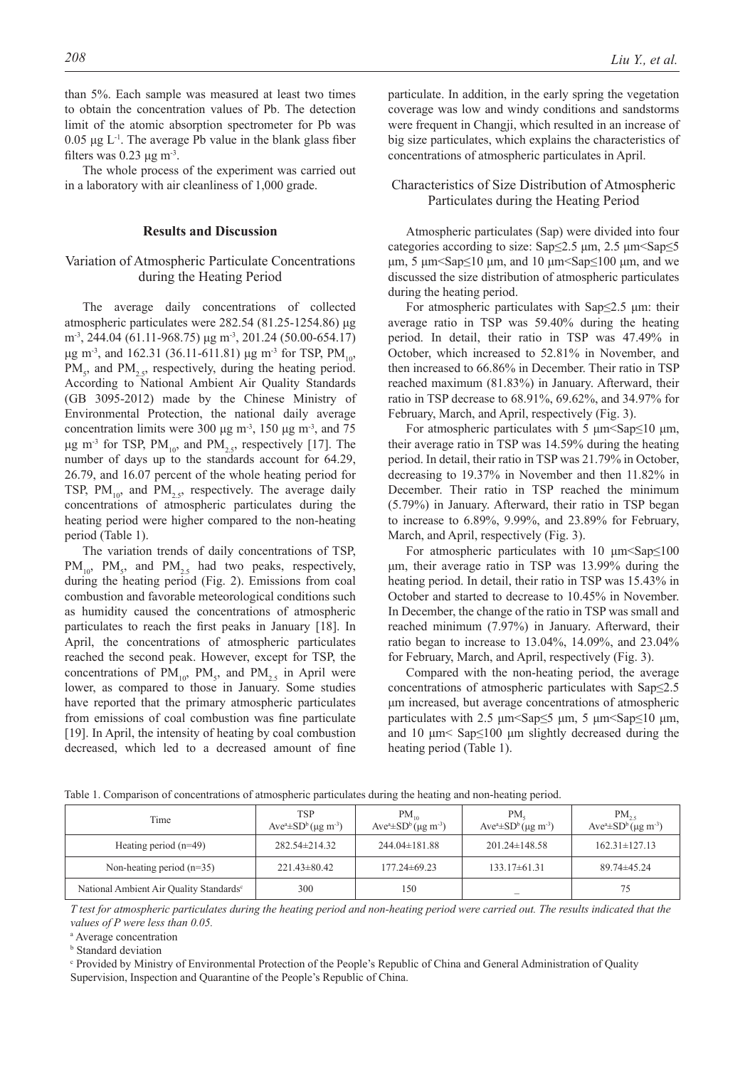than 5%. Each sample was measured at least two times to obtain the concentration values of Pb. The detection limit of the atomic absorption spectrometer for Pb was 0.05 μg $L^{-1}$. The average Pb value in the blank glass fiber filters was 0.23 μg $m^{-3}$.

The whole process of the experiment was carried out in a laboratory with air cleanliness of 1,000 grade.

## Results and Discussion

### Variation of Atmospheric Particulate Concentrations during the Heating Period

The average daily concentrations of collected atmospheric particulates were 282.54 (81.25-1254.86) μg $m^{-3}$, 244.04 (61.11-968.75) μg $m^{-3}$, 201.24 (50.00-654.17) μg $m^{-3}$, and 162.31 (36.11-611.81) μg $m^{-3}$ for TSP, $PM_{10}$, $PM_5$, and $PM_{2.5}$, respectively, during the heating period. According to National Ambient Air Quality Standards (GB 3095-2012) made by the Chinese Ministry of Environmental Protection, the national daily average concentration limits were 300 μg $m^{-3}$, 150 μg $m^{-3}$, and 75 μg $m^{-3}$ for TSP, $PM_{10}$, and $PM_{2.5}$, respectively [17]. The number of days up to the standards account for 64.29, 26.79, and 16.07 percent of the whole heating period for TSP, $PM_{10}$, and $PM_{2.5}$, respectively. The average daily concentrations of atmospheric particulates during the heating period were higher compared to the non-heating period (Table 1).

The variation trends of daily concentrations of TSP, $PM_{10}$, $PM_5$, and $PM_{2.5}$ had two peaks, respectively, during the heating period (Fig. 2). Emissions from coal combustion and favorable meteorological conditions such as humidity caused the concentrations of atmospheric particulates to reach the first peaks in January [18]. In April, the concentrations of atmospheric particulates reached the second peak. However, except for TSP, the concentrations of $PM_{10}$, $PM_5$, and $PM_{2.5}$ in April were lower, as compared to those in January. Some studies have reported that the primary atmospheric particulates from emissions of coal combustion was fine particulate [19]. In April, the intensity of heating by coal combustion decreased, which led to a decreased amount of fine particulate. In addition, in the early spring the vegetation coverage was low and windy conditions and sandstorms were frequent in Changji, which resulted in an increase of big size particulates, which explains the characteristics of concentrations of atmospheric particulates in April.

### Characteristics of Size Distribution of Atmospheric Particulates during the Heating Period

Atmospheric particulates (Sap) were divided into four categories according to size: Sap≤2.5 μm, 2.5 μm<Sap≤5 μm, 5 μm<Sap≤10 μm, and 10 μm<Sap≤100 μm, and we discussed the size distribution of atmospheric particulates during the heating period.

For atmospheric particulates with Sap≤2.5 μm: their average ratio in TSP was 59.40% during the heating period. In detail, their ratio in TSP was 47.49% in October, which increased to 52.81% in November, and then increased to 66.86% in December. Their ratio in TSP reached maximum (81.83%) in January. Afterward, their ratio in TSP decrease to 68.91%, 69.62%, and 34.97% for February, March, and April, respectively (Fig. 3).

For atmospheric particulates with 5 μm<Sap≤10 μm, their average ratio in TSP was 14.59% during the heating period. In detail, their ratio in TSP was 21.79% in October, decreasing to 19.37% in November and then 11.82% in December. Their ratio in TSP reached the minimum (5.79%) in January. Afterward, their ratio in TSP began to increase to 6.89%, 9.99%, and 23.89% for February, March, and April, respectively (Fig. 3).

For atmospheric particulates with 10 μm<Sap≤100 μm, their average ratio in TSP was 13.99% during the heating period. In detail, their ratio in TSP was 15.43% in October and started to decrease to 10.45% in November. In December, the change of the ratio in TSP was small and reached minimum (7.97%) in January. Afterward, their ratio began to increase to 13.04%, 14.09%, and 23.04% for February, March, and April, respectively (Fig. 3).

Compared with the non-heating period, the average concentrations of atmospheric particulates with Sap≤2.5 μm increased, but average concentrations of atmospheric particulates with 2.5 μm<Sap≤5 μm, 5 μm<Sap≤10 μm, and 10 μm< Sap≤100 μm slightly decreased during the heating period (Table 1).

Table 1. Comparison of concentrations of atmospheric particulates during the heating and non-heating period.

| Time | TSP Ave[a]±SD[b] (μg $m^{-3}$) | $PM_{10}$ Ave[a]±SD[b] (μg $m^{-3}$) | $PM_5$ Ave[a]±SD[b] (μg $m^{-3}$) | $PM_{2.5}$ Ave[a]±SD[b] (μg $m^{-3}$) |
|---|---|---|---|---|
| Heating period (n=49) | 282.54±214.32 | 244.04±181.88 | 201.24±148.58 | 162.31±127.13 |
| Non-heating period (n=35) | 221.43±80.42 | 177.24±69.23 | 133.17±61.31 | 89.74±45.24 |
| National Ambient Air Quality Standards[c] | 300 | 150 | _ | 75 |

*T test for atmospheric particulates during the heating period and non-heating period were carried out. The results indicated that the values of P were less than 0.05.*

[a] Average concentration

[b] Standard deviation

[c] Provided by Ministry of Environmental Protection of the People's Republic of China and General Administration of Quality Supervision, Inspection and Quarantine of the People's Republic of China.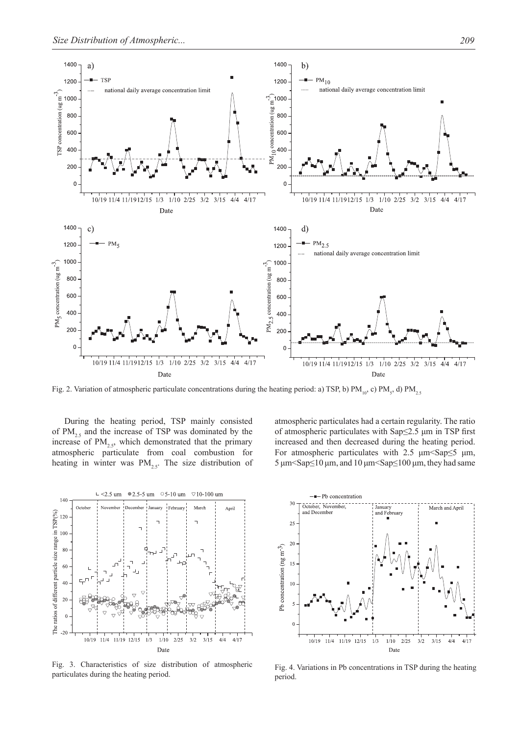Fig. 2. Variation of atmospheric particulate concentrations during the heating period: a) TSP, b) $PM_{10}$, c) $PM_5$, d) $PM_{2.5}$

During the heating period, TSP mainly consisted of $PM_{2.5}$ and the increase of TSP was dominated by the increase of $PM_{2.5}$, which demonstrated that the primary atmospheric particulate from coal combustion for heating in winter was $PM_{2.5}$. The size distribution of atmospheric particulates had a certain regularity. The ratio of atmospheric particulates with Sap≤2.5 μm in TSP first increased and then decreased during the heating period. For atmospheric particulates with 2.5 μm<Sap≤5 μm, 5 μm<Sap≤10 μm, and 10 μm<Sap≤100 μm, they had same

Fig. 3. Characteristics of size distribution of atmospheric particulates during the heating period.

Fig. 4. Variations in Pb concentrations in TSP during the heating period.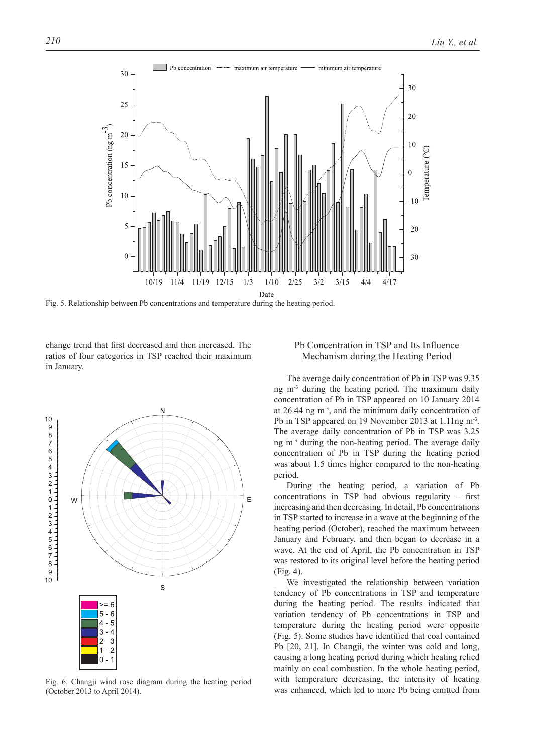Fig. 5. Relationship between Pb concentrations and temperature during the heating period.

change trend that first decreased and then increased. The ratios of four categories in TSP reached their maximum in January.

Fig. 6. Changji wind rose diagram during the heating period (October 2013 to April 2014).

## Pb Concentration in TSP and Its Influence Mechanism during the Heating Period

The average daily concentration of Pb in TSP was 9.35 ng $m^{-3}$ during the heating period. The maximum daily concentration of Pb in TSP appeared on 10 January 2014 at 26.44 ng $m^{-3}$, and the minimum daily concentration of Pb in TSP appeared on 19 November 2013 at 1.11ng $m^{-3}$. The average daily concentration of Pb in TSP was 3.25 ng $m^{-3}$ during the non-heating period. The average daily concentration of Pb in TSP during the heating period was about 1.5 times higher compared to the non-heating period.

During the heating period, a variation of Pb concentrations in TSP had obvious regularity – first increasing and then decreasing. In detail, Pb concentrations in TSP started to increase in a wave at the beginning of the heating period (October), reached the maximum between January and February, and then began to decrease in a wave. At the end of April, the Pb concentration in TSP was restored to its original level before the heating period (Fig. 4).

We investigated the relationship between variation tendency of Pb concentrations in TSP and temperature during the heating period. The results indicated that variation tendency of Pb concentrations in TSP and temperature during the heating period were opposite (Fig. 5). Some studies have identified that coal contained Pb [20, 21]. In Changji, the winter was cold and long, causing a long heating period during which heating relied mainly on coal combustion. In the whole heating period, with temperature decreasing, the intensity of heating was enhanced, which led to more Pb being emitted from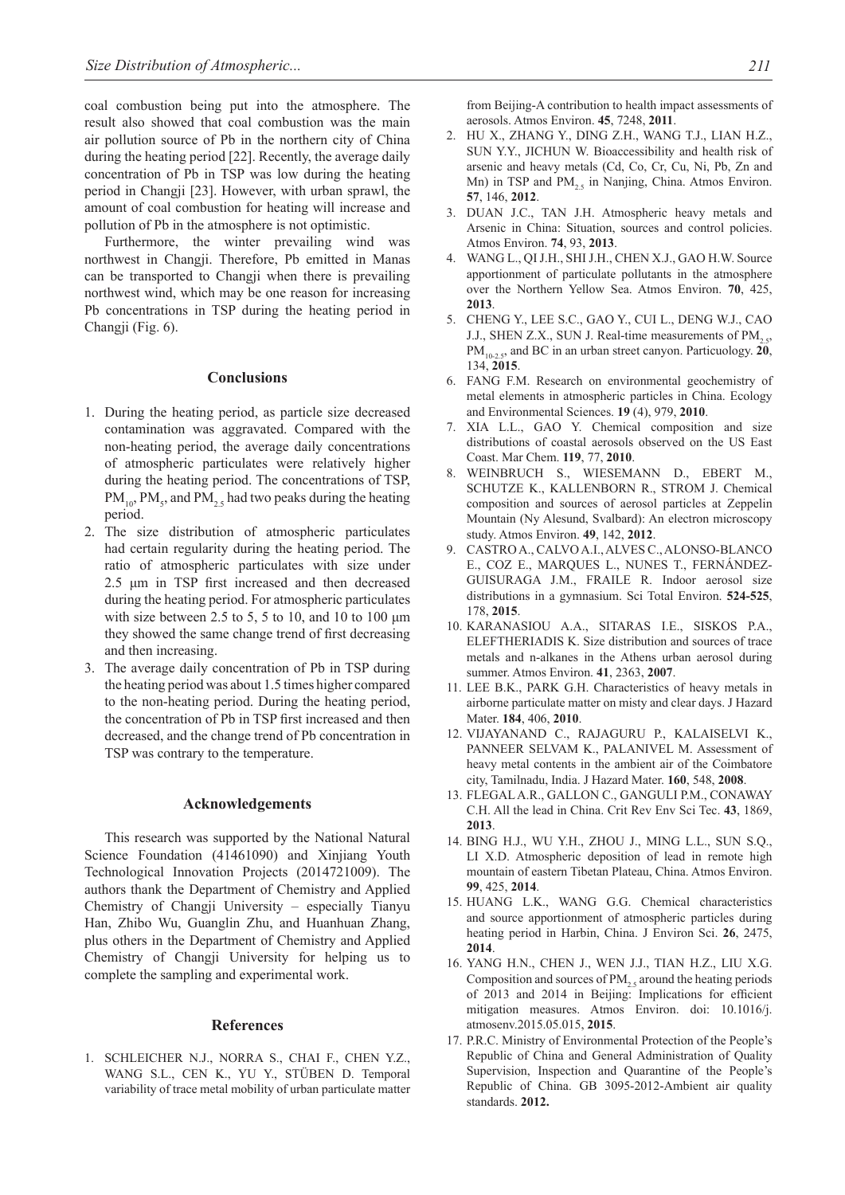coal combustion being put into the atmosphere. The result also showed that coal combustion was the main air pollution source of Pb in the northern city of China during the heating period [22]. Recently, the average daily concentration of Pb in TSP was low during the heating period in Changji [23]. However, with urban sprawl, the amount of coal combustion for heating will increase and pollution of Pb in the atmosphere is not optimistic.

Furthermore, the winter prevailing wind was northwest in Changji. Therefore, Pb emitted in Manas can be transported to Changji when there is prevailing northwest wind, which may be one reason for increasing Pb concentrations in TSP during the heating period in Changji (Fig. 6).

## Conclusions

1. During the heating period, as particle size decreased contamination was aggravated. Compared with the non-heating period, the average daily concentrations of atmospheric particulates were relatively higher during the heating period. The concentrations of TSP, $PM_{10}$, $PM_5$, and $PM_{2.5}$ had two peaks during the heating period.
2. The size distribution of atmospheric particulates had certain regularity during the heating period. The ratio of atmospheric particulates with size under 2.5 μm in TSP first increased and then decreased during the heating period. For atmospheric particulates with size between 2.5 to 5, 5 to 10, and 10 to 100 μm they showed the same change trend of first decreasing and then increasing.
3. The average daily concentration of Pb in TSP during the heating period was about 1.5 times higher compared to the non-heating period. During the heating period, the concentration of Pb in TSP first increased and then decreased, and the change trend of Pb concentration in TSP was contrary to the temperature.

## Acknowledgements

This research was supported by the National Natural Science Foundation (41461090) and Xinjiang Youth Technological Innovation Projects (2014721009). The authors thank the Department of Chemistry and Applied Chemistry of Changji University – especially Tianyu Han, Zhibo Wu, Guanglin Zhu, and Huanhuan Zhang, plus others in the Department of Chemistry and Applied Chemistry of Changji University for helping us to complete the sampling and experimental work.

## References

1. SCHLEICHER N.J., NORRA S., CHAI F., CHEN Y.Z., WANG S.L., CEN K., YU Y., STÜBEN D. Temporal variability of trace metal mobility of urban particulate matter from Beijing-A contribution to health impact assessments of aerosols. Atmos Environ. **45**, 7248, **2011**.
2. HU X., ZHANG Y., DING Z.H., WANG T.J., LIAN H.Z., SUN Y.Y., JICHUN W. Bioaccessibility and health risk of arsenic and heavy metals (Cd, Co, Cr, Cu, Ni, Pb, Zn and Mn) in TSP and $PM_{2.5}$ in Nanjing, China. Atmos Environ. **57**, 146, **2012**.
3. DUAN J.C., TAN J.H. Atmospheric heavy metals and Arsenic in China: Situation, sources and control policies. Atmos Environ. **74**, 93, **2013**.
4. WANG L., QI J.H., SHI J.H., CHEN X.J., GAO H.W. Source apportionment of particulate pollutants in the atmosphere over the Northern Yellow Sea. Atmos Environ. **70**, 425, **2013**.
5. CHENG Y., LEE S.C., GAO Y., CUI L., DENG W.J., CAO J.J., SHEN Z.X., SUN J. Real-time measurements of $PM_{2.5}$, $PM_{10\text{-}2.5}$, and BC in an urban street canyon. Particuology. **20**, 134, **2015**.
6. FANG F.M. Research on environmental geochemistry of metal elements in atmospheric particles in China. Ecology and Environmental Sciences. **19** (4), 979, **2010**.
7. XIA L.L., GAO Y. Chemical composition and size distributions of coastal aerosols observed on the US East Coast. Mar Chem. **119**, 77, **2010**.
8. WEINBRUCH S., WIESEMANN D., EBERT M., SCHUTZE K., KALLENBORN R., STROM J. Chemical composition and sources of aerosol particles at Zeppelin Mountain (Ny Alesund, Svalbard): An electron microscopy study. Atmos Environ. **49**, 142, **2012**.
9. CASTRO A., CALVO A.I., ALVES C., ALONSO-BLANCO E., COZ E., MARQUES L., NUNES T., FERNÁNDEZ-GUISURAGA J.M., FRAILE R. Indoor aerosol size distributions in a gymnasium. Sci Total Environ. **524-525**, 178, **2015**.
10. KARANASIOU A.A., SITARAS I.E., SISKOS P.A., ELEFTHERIADIS K. Size distribution and sources of trace metals and n-alkanes in the Athens urban aerosol during summer. Atmos Environ. **41**, 2363, **2007**.
11. LEE B.K., PARK G.H. Characteristics of heavy metals in airborne particulate matter on misty and clear days. J Hazard Mater. **184**, 406, **2010**.
12. VIJAYANAND C., RAJAGURU P., KALAISELVI K., PANNEER SELVAM K., PALANIVEL M. Assessment of heavy metal contents in the ambient air of the Coimbatore city, Tamilnadu, India. J Hazard Mater. **160**, 548, **2008**.
13. FLEGAL A.R., GALLON C., GANGULI P.M., CONAWAY C.H. All the lead in China. Crit Rev Env Sci Tec. **43**, 1869, **2013**.
14. BING H.J., WU Y.H., ZHOU J., MING L.L., SUN S.Q., LI X.D. Atmospheric deposition of lead in remote high mountain of eastern Tibetan Plateau, China. Atmos Environ. **99**, 425, **2014**.
15. HUANG L.K., WANG G.G. Chemical characteristics and source apportionment of atmospheric particles during heating period in Harbin, China. J Environ Sci. **26**, 2475, **2014**.
16. YANG H.N., CHEN J., WEN J.J., TIAN H.Z., LIU X.G. Composition and sources of $PM_{2.5}$ around the heating periods of 2013 and 2014 in Beijing: Implications for efficient mitigation measures. Atmos Environ. doi: 10.1016/j.atmosenv.2015.05.015, **2015**.
17. P.R.C. Ministry of Environmental Protection of the People's Republic of China and General Administration of Quality Supervision, Inspection and Quarantine of the People's Republic of China. GB 3095-2012-Ambient air quality standards. **2012.**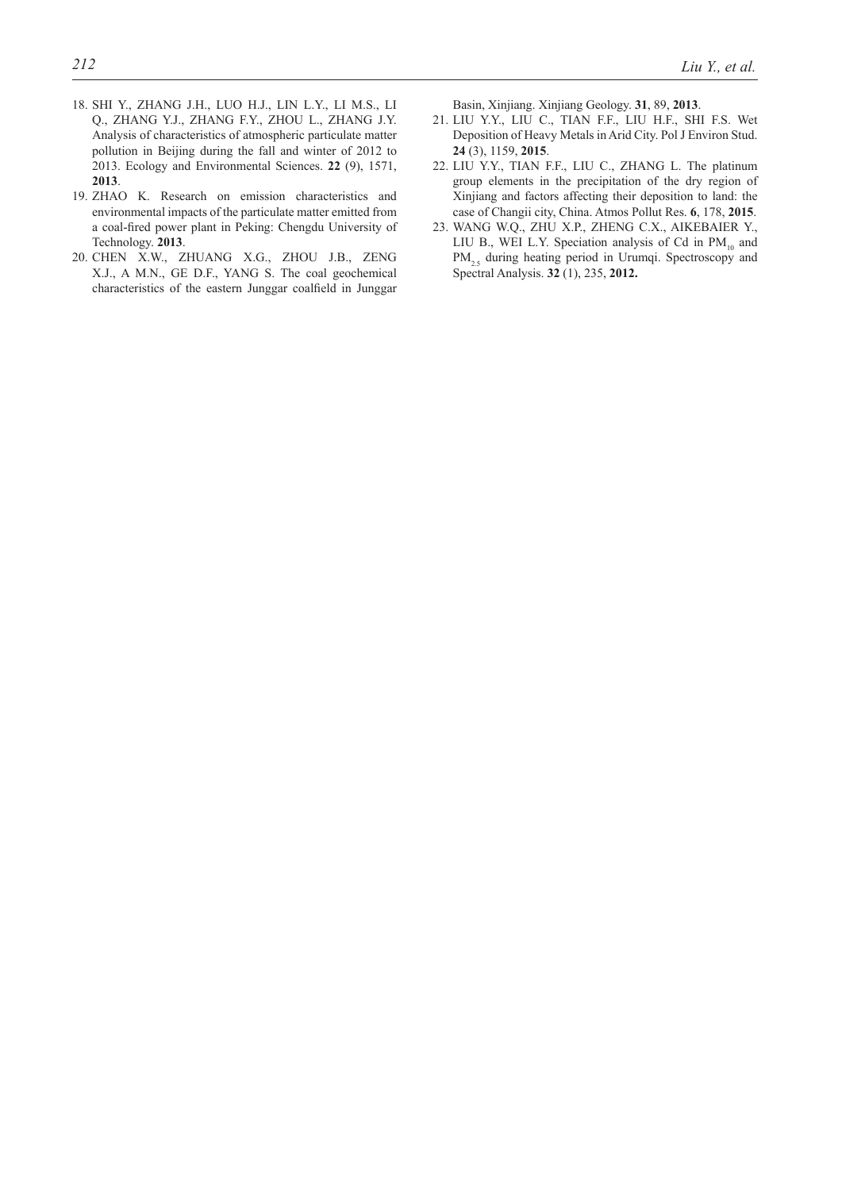18. SHI Y., ZHANG J.H., LUO H.J., LIN L.Y., LI M.S., LI Q., ZHANG Y.J., ZHANG F.Y., ZHOU L., ZHANG J.Y. Analysis of characteristics of atmospheric particulate matter pollution in Beijing during the fall and winter of 2012 to 2013. Ecology and Environmental Sciences. **22** (9), 1571, **2013**.
19. ZHAO K. Research on emission characteristics and environmental impacts of the particulate matter emitted from a coal-fired power plant in Peking: Chengdu University of Technology. **2013**.
20. CHEN X.W., ZHUANG X.G., ZHOU J.B., ZENG X.J., A M.N., GE D.F., YANG S. The coal geochemical characteristics of the eastern Junggar coalfield in Junggar Basin, Xinjiang. Xinjiang Geology. **31**, 89, **2013**.
21. LIU Y.Y., LIU C., TIAN F.F., LIU H.F., SHI F.S. Wet Deposition of Heavy Metals in Arid City. Pol J Environ Stud. **24** (3), 1159, **2015**.
22. LIU Y.Y., TIAN F.F., LIU C., ZHANG L. The platinum group elements in the precipitation of the dry region of Xinjiang and factors affecting their deposition to land: the case of Changji city, China. Atmos Pollut Res. **6**, 178, **2015**.
23. WANG W.Q., ZHU X.P., ZHENG C.X., AIKEBAIER Y., LIU B., WEI L.Y. Speciation analysis of Cd in $PM_{10}$ and $PM_{2.5}$ during heating period in Urumqi. Spectroscopy and Spectral Analysis. **32** (1), 235, **2012.**